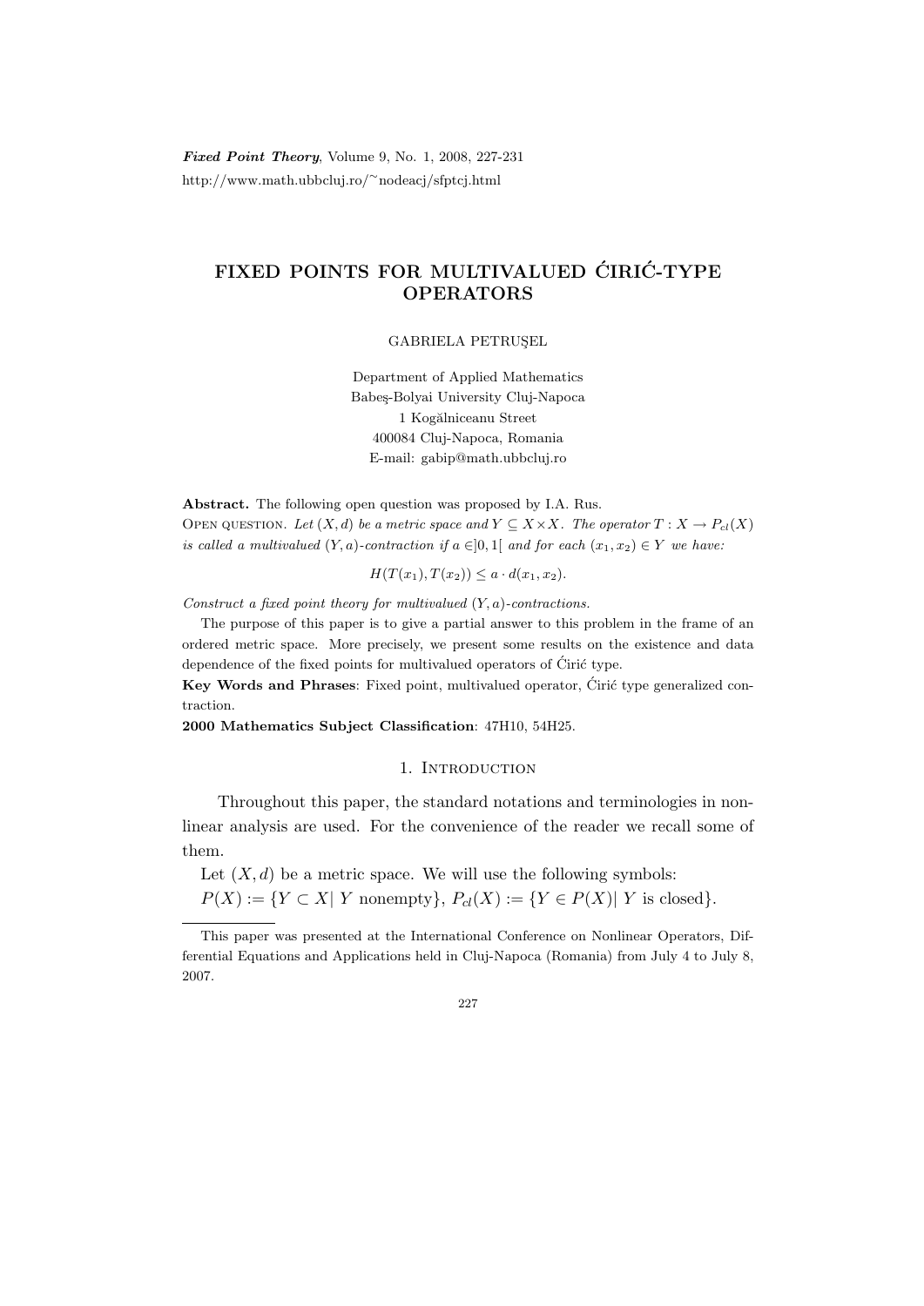# FIXED POINTS FOR MULTIVALUED ĆIRIĆ-TYPE OPERATORS

GABRIELA PETRUŞEL

Department of Applied Mathematics
Babeş-Bolyai University Cluj-Napoca
1 Kogălniceanu Street
400084 Cluj-Napoca, Romania
E-mail: gabip@math.ubbcluj.ro

**Abstract.** The following open question was proposed by I.A. Rus.
Open question. *Let $(X, d)$ be a metric space and $Y \subseteq X \times X$. The operator $T : X \to P_{cl}(X)$ is called a multivalued $(Y, a)$-contraction if $a \in ]0, 1[$ and for each $(x_1, x_2) \in Y$ we have:*

$$H(T(x_1), T(x_2)) \le a \cdot d(x_1, x_2).$$

*Construct a fixed point theory for multivalued $(Y, a)$-contractions.*

The purpose of this paper is to give a partial answer to this problem in the frame of an ordered metric space. More precisely, we present some results on the existence and data dependence of the fixed points for multivalued operators of Ćirić type.

**Key Words and Phrases**: Fixed point, multivalued operator, Ćirić type generalized contraction.

**2000 Mathematics Subject Classification**: 47H10, 54H25.

## 1. Introduction

Throughout this paper, the standard notations and terminologies in nonlinear analysis are used. For the convenience of the reader we recall some of them.

Let $(X, d)$ be a metric space. We will use the following symbols:
$P(X) := \{Y \subset X |\ Y \text{ nonempty}\}$, $P_{cl}(X) := \{Y \in P(X) |\ Y \text{ is closed}\}$.

---

This paper was presented at the International Conference on Nonlinear Operators, Differential Equations and Applications held in Cluj-Napoca (Romania) from July 4 to July 8, 2007.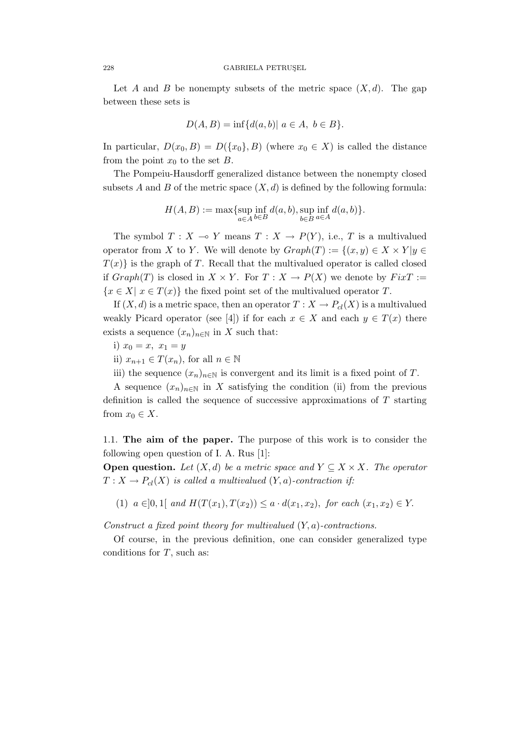Let $A$ and $B$ be nonempty subsets of the metric space $(X, d)$. The gap between these sets is

$$D(A, B) = \inf\{d(a, b) |\ a \in A,\ b \in B\}.$$

In particular, $D(x_0, B) = D(\{x_0\}, B)$ (where $x_0 \in X$) is called the distance from the point $x_0$ to the set $B$.

The Pompeiu-Hausdorff generalized distance between the nonempty closed subsets $A$ and $B$ of the metric space $(X, d)$ is defined by the following formula:

$$H(A, B) := \max\{\sup_{a \in A} \inf_{b \in B} d(a, b), \sup_{b \in B} \inf_{a \in A} d(a, b)\}.$$

The symbol $T : X \multimap Y$ means $T : X \to P(Y)$, i.e., $T$ is a multivalued operator from $X$ to $Y$. We will denote by $Graph(T) := \{(x, y) \in X \times Y | y \in T(x)\}$ is the graph of $T$. Recall that the multivalued operator is called closed if $Graph(T)$ is closed in $X \times Y$. For $T : X \to P(X)$ we denote by $FixT := \{x \in X |\ x \in T(x)\}$ the fixed point set of the multivalued operator $T$.

If $(X, d)$ is a metric space, then an operator $T : X \to P_{cl}(X)$ is a multivalued weakly Picard operator (see [4]) if for each $x \in X$ and each $y \in T(x)$ there exists a sequence $(x_n)_{n \in \mathbb{N}}$ in $X$ such that:

i) $x_0 = x,\ x_1 = y$

ii) $x_{n+1} \in T(x_n)$, for all $n \in \mathbb{N}$

iii) the sequence $(x_n)_{n \in \mathbb{N}}$ is convergent and its limit is a fixed point of $T$.

A sequence $(x_n)_{n \in \mathbb{N}}$ in $X$ satisfying the condition (ii) from the previous definition is called the sequence of successive approximations of $T$ starting from $x_0 \in X$.

1.1. **The aim of the paper.** The purpose of this work is to consider the following open question of I. A. Rus [1]:

**Open question.** *Let $(X, d)$ be a metric space and $Y \subseteq X \times X$. The operator $T : X \to P_{cl}(X)$ is called a multivalued $(Y, a)$-contraction if:*

(1) $a \in ]0, 1[$ *and* $H(T(x_1), T(x_2)) \leq a \cdot d(x_1, x_2)$, *for each* $(x_1, x_2) \in Y$.

*Construct a fixed point theory for multivalued $(Y, a)$-contractions.*

Of course, in the previous definition, one can consider generalized type conditions for $T$, such as: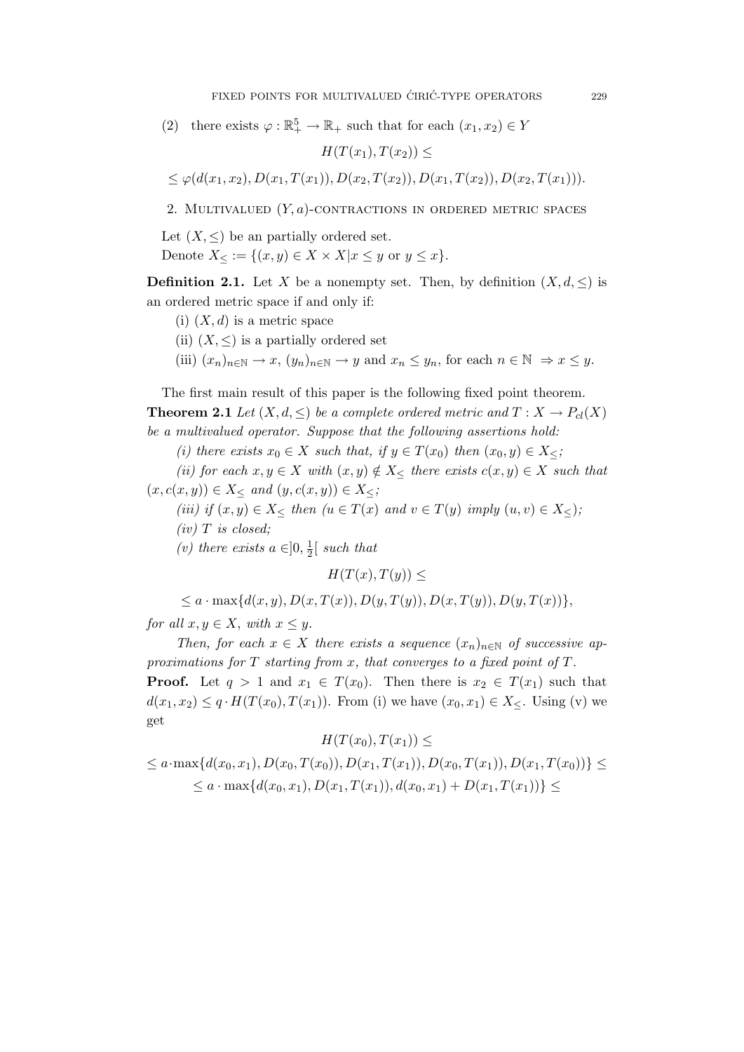(2) there exists $\varphi : \mathbb{R}_+^5 \to \mathbb{R}_+$ such that for each $(x_1, x_2) \in Y$

$$H(T(x_1), T(x_2)) \leq$$

$$\leq \varphi(d(x_1, x_2), D(x_1, T(x_1)), D(x_2, T(x_2)), D(x_1, T(x_2)), D(x_2, T(x_1))).$$

## 2. Multivalued $(Y, a)$-contractions in ordered metric spaces

Let $(X, \leq)$ be an partially ordered set.

Denote $X_{\leq} := \{(x, y) \in X \times X | x \leq y \text{ or } y \leq x\}$.

**Definition 2.1.** Let $X$ be a nonempty set. Then, by definition $(X, d, \leq)$ is an ordered metric space if and only if:

(i) $(X, d)$ is a metric space

(ii) $(X, \leq)$ is a partially ordered set

(iii) $(x_n)_{n\in\mathbb{N}} \to x$, $(y_n)_{n\in\mathbb{N}} \to y$ and $x_n \leq y_n$, for each $n \in \mathbb{N} \Rightarrow x \leq y$.

The first main result of this paper is the following fixed point theorem.

**Theorem 2.1** *Let $(X, d, \leq)$ be a complete ordered metric and $T : X \to P_{cl}(X)$ be a multivalued operator. Suppose that the following assertions hold:*

*(i) there exists $x_0 \in X$ such that, if $y \in T(x_0)$ then $(x_0, y) \in X_{\leq}$;*

*(ii) for each $x, y \in X$ with $(x, y) \notin X_{\leq}$ there exists $c(x, y) \in X$ such that $(x, c(x, y)) \in X_{\leq}$ and $(y, c(x, y)) \in X_{\leq}$;*

*(iii) if $(x, y) \in X_{\leq}$ then ($u \in T(x)$ and $v \in T(y)$ imply $(u, v) \in X_{\leq}$);*

*(iv) $T$ is closed;*

*(v) there exists $a \in ]0, \frac{1}{2}[$ such that*

$$H(T(x), T(y)) \leq$$

$$\leq a \cdot \max\{d(x, y), D(x, T(x)), D(y, T(y)), D(x, T(y)), D(y, T(x))\},$$

*for all $x, y \in X$, with $x \leq y$.*

*Then, for each $x \in X$ there exists a sequence $(x_n)_{n\in\mathbb{N}}$ of successive approximations for $T$ starting from $x$, that converges to a fixed point of $T$.*

**Proof.** Let $q > 1$ and $x_1 \in T(x_0)$. Then there is $x_2 \in T(x_1)$ such that $d(x_1, x_2) \leq q \cdot H(T(x_0), T(x_1))$. From (i) we have $(x_0, x_1) \in X_{\leq}$. Using (v) we get

$$H(T(x_0), T(x_1)) \leq$$

$$\leq a \cdot \max\{d(x_0, x_1), D(x_0, T(x_0)), D(x_1, T(x_1)), D(x_0, T(x_1)), D(x_1, T(x_0))\} \leq$$

$$\leq a \cdot \max\{d(x_0, x_1), D(x_1, T(x_1)), d(x_0, x_1) + D(x_1, T(x_1))\} \leq$$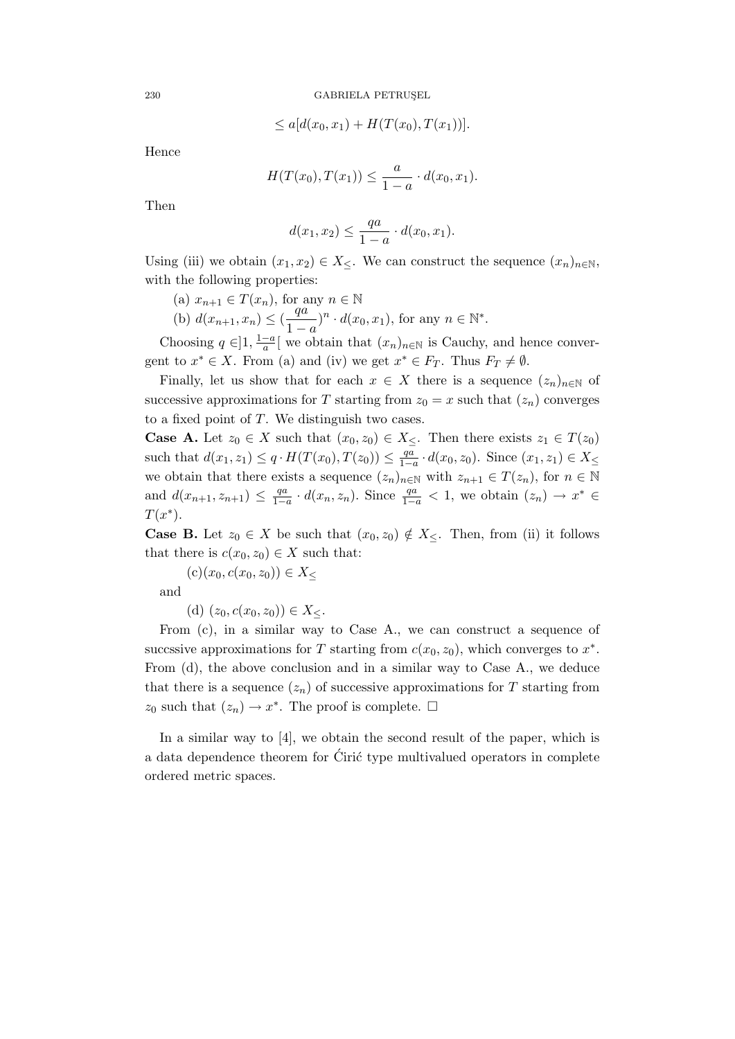$$\leq a[d(x_0, x_1) + H(T(x_0), T(x_1))].$$

Hence

$$H(T(x_0), T(x_1)) \leq \frac{a}{1-a} \cdot d(x_0, x_1).$$

Then

$$d(x_1, x_2) \leq \frac{qa}{1-a} \cdot d(x_0, x_1).$$

Using (iii) we obtain $(x_1, x_2) \in X_{\leq}$. We can construct the sequence $(x_n)_{n \in \mathbb{N}}$, with the following properties:

(a) $x_{n+1} \in T(x_n)$, for any $n \in \mathbb{N}$

(b) $d(x_{n+1}, x_n) \leq (\dfrac{qa}{1-a})^n \cdot d(x_0, x_1)$, for any $n \in \mathbb{N}^*$.

Choosing $q \in ]1, \frac{1-a}{a}[$ we obtain that $(x_n)_{n \in \mathbb{N}}$ is Cauchy, and hence convergent to $x^* \in X$. From (a) and (iv) we get $x^* \in F_T$. Thus $F_T \neq \emptyset$.

Finally, let us show that for each $x \in X$ there is a sequence $(z_n)_{n \in \mathbb{N}}$ of successive approximations for $T$ starting from $z_0 = x$ such that $(z_n)$ converges to a fixed point of $T$. We distinguish two cases.

**Case A.** Let $z_0 \in X$ such that $(x_0, z_0) \in X_{\leq}$. Then there exists $z_1 \in T(z_0)$ such that $d(x_1, z_1) \leq q \cdot H(T(x_0), T(z_0)) \leq \frac{qa}{1-a} \cdot d(x_0, z_0)$. Since $(x_1, z_1) \in X_{\leq}$ we obtain that there exists a sequence $(z_n)_{n \in \mathbb{N}}$ with $z_{n+1} \in T(z_n)$, for $n \in \mathbb{N}$ and $d(x_{n+1}, z_{n+1}) \leq \frac{qa}{1-a} \cdot d(x_n, z_n)$. Since $\frac{qa}{1-a} < 1$, we obtain $(z_n) \to x^* \in T(x^*)$.

**Case B.** Let $z_0 \in X$ be such that $(x_0, z_0) \notin X_{\leq}$. Then, from (ii) it follows that there is $c(x_0, z_0) \in X$ such that:

(c)$(x_0, c(x_0, z_0)) \in X_{\leq}$

and

(d) $(z_0, c(x_0, z_0)) \in X_{\leq}$.

From (c), in a similar way to Case A., we can construct a sequence of succssive approximations for $T$ starting from $c(x_0, z_0)$, which converges to $x^*$. From (d), the above conclusion and in a similar way to Case A., we deduce that there is a sequence $(z_n)$ of successive approximations for $T$ starting from $z_0$ such that $(z_n) \to x^*$. The proof is complete. □

In a similar way to [4], we obtain the second result of the paper, which is a data dependence theorem for Ćirić type multivalued operators in complete ordered metric spaces.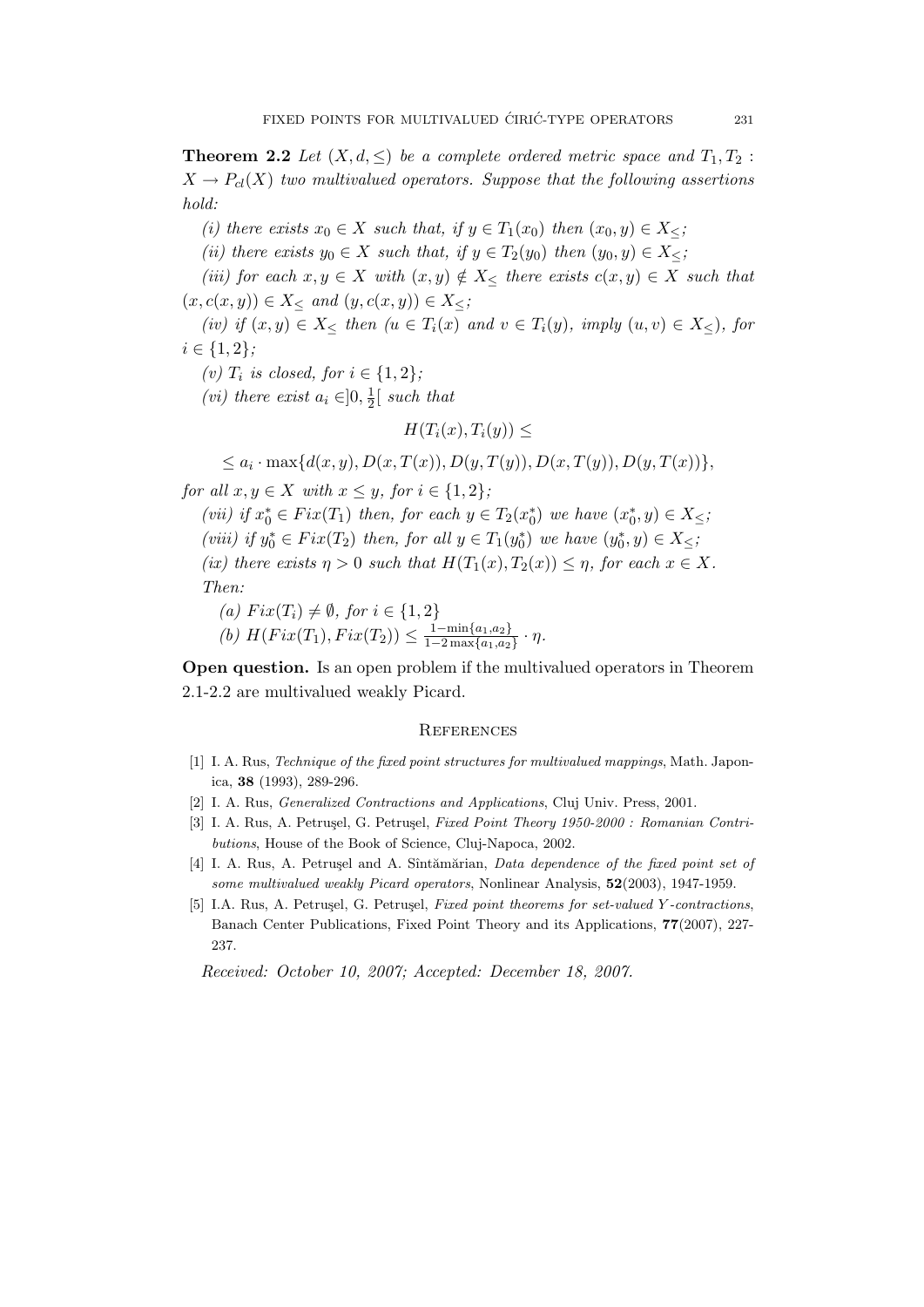**Theorem 2.2** *Let $(X, d, \leq)$ be a complete ordered metric space and $T_1, T_2 : X \to P_{cl}(X)$ two multivalued operators. Suppose that the following assertions hold:*

*(i) there exists $x_0 \in X$ such that, if $y \in T_1(x_0)$ then $(x_0, y) \in X_{\leq}$;*

*(ii) there exists $y_0 \in X$ such that, if $y \in T_2(y_0)$ then $(y_0, y) \in X_{\leq}$;*

*(iii) for each $x, y \in X$ with $(x, y) \notin X_{\leq}$ there exists $c(x, y) \in X$ such that $(x, c(x, y)) \in X_{\leq}$ and $(y, c(x, y)) \in X_{\leq}$;*

*(iv) if $(x, y) \in X_{\leq}$ then ($u \in T_i(x)$ and $v \in T_i(y)$, imply $(u, v) \in X_{\leq}$), for $i \in \{1, 2\}$;*

*(v) $T_i$ is closed, for $i \in \{1, 2\}$;*

*(vi) there exist $a_i \in ]0, \frac{1}{2}[$ such that*

$$H(T_i(x), T_i(y)) \leq$$

$$\leq a_i \cdot \max\{d(x, y), D(x, T(x)), D(y, T(y)), D(x, T(y)), D(y, T(x))\},$$

*for all $x, y \in X$ with $x \leq y$, for $i \in \{1, 2\}$;*

*(vii) if $x_0^* \in Fix(T_1)$ then, for each $y \in T_2(x_0^*)$ we have $(x_0^*, y) \in X_{\leq}$;*

*(viii) if $y_0^* \in Fix(T_2)$ then, for all $y \in T_1(y_0^*)$ we have $(y_0^*, y) \in X_{\leq}$;*

*(ix) there exists $\eta > 0$ such that $H(T_1(x), T_2(x)) \leq \eta$, for each $x \in X$.*

*Then:*

*(a) $Fix(T_i) \neq \emptyset$, for $i \in \{1, 2\}$*

*(b) $H(Fix(T_1), Fix(T_2)) \leq \frac{1 - \min\{a_1, a_2\}}{1 - 2\max\{a_1, a_2\}} \cdot \eta$.*

**Open question.** Is an open problem if the multivalued operators in Theorem 2.1-2.2 are multivalued weakly Picard.

## References

[1] I. A. Rus, *Technique of the fixed point structures for multivalued mappings*, Math. Japonica, **38** (1993), 289-296.

[2] I. A. Rus, *Generalized Contractions and Applications*, Cluj Univ. Press, 2001.

[3] I. A. Rus, A. Petruşel, G. Petruşel, *Fixed Point Theory 1950-2000 : Romanian Contributions*, House of the Book of Science, Cluj-Napoca, 2002.

[4] I. A. Rus, A. Petruşel and A. Sîntămărian, *Data dependence of the fixed point set of some multivalued weakly Picard operators*, Nonlinear Analysis, **52**(2003), 1947-1959.

[5] I.A. Rus, A. Petruşel, G. Petruşel, *Fixed point theorems for set-valued Y-contractions*, Banach Center Publications, Fixed Point Theory and its Applications, **77**(2007), 227-237.

*Received: October 10, 2007; Accepted: December 18, 2007.*